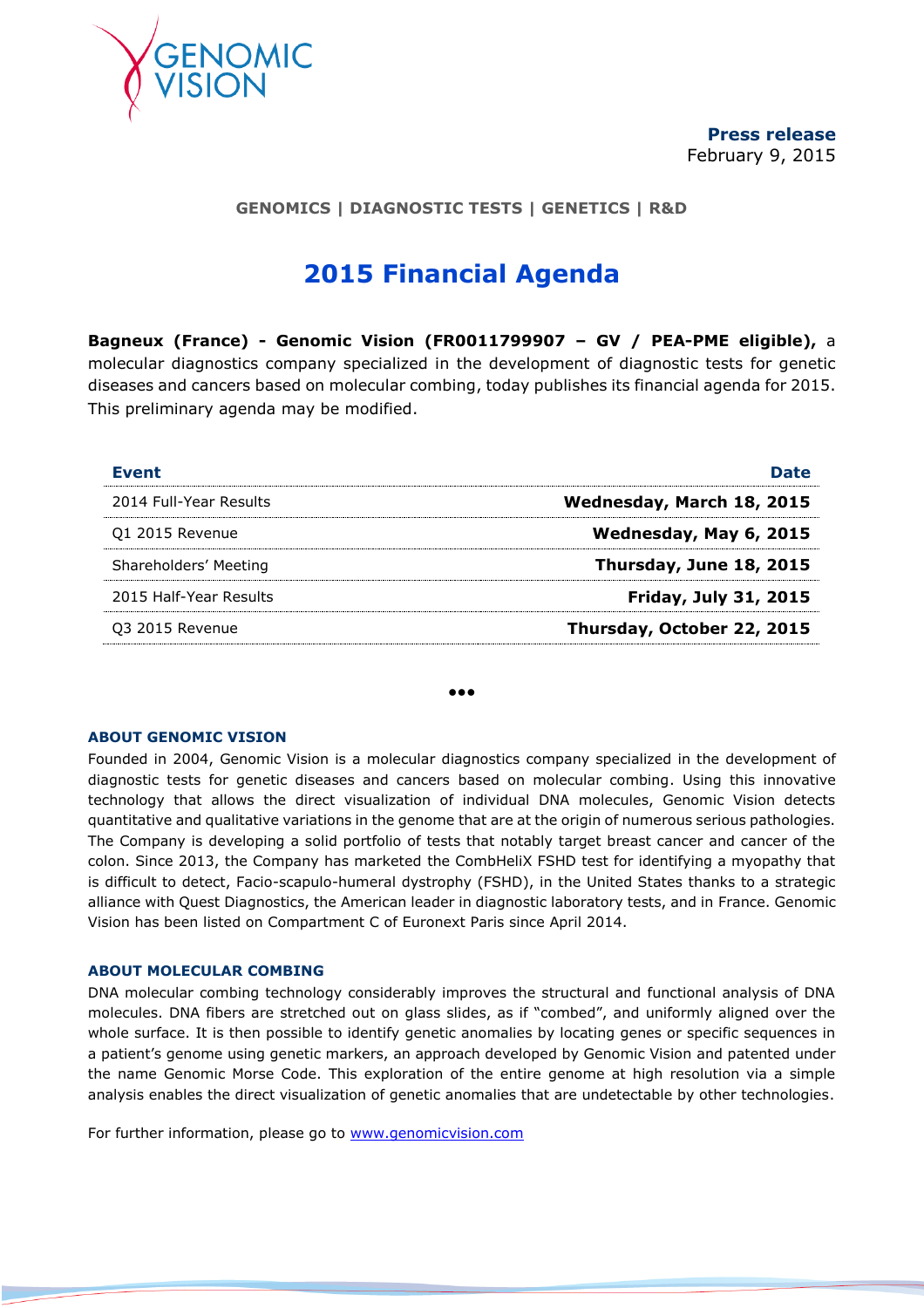GENOMIC VISION

**Press release**
February 9, 2015

**GENOMICS | DIAGNOSTIC TESTS | GENETICS | R&D**

# 2015 Financial Agenda

**Bagneux (France) - Genomic Vision (FR0011799907 – GV / PEA-PME eligible),** a molecular diagnostics company specialized in the development of diagnostic tests for genetic diseases and cancers based on molecular combing, today publishes its financial agenda for 2015. This preliminary agenda may be modified.

| Event | Date |
|---|---|
| 2014 Full-Year Results | **Wednesday, March 18, 2015** |
| Q1 2015 Revenue | **Wednesday, May 6, 2015** |
| Shareholders' Meeting | **Thursday, June 18, 2015** |
| 2015 Half-Year Results | **Friday, July 31, 2015** |
| Q3 2015 Revenue | **Thursday, October 22, 2015** |

•••

### ABOUT GENOMIC VISION

Founded in 2004, Genomic Vision is a molecular diagnostics company specialized in the development of diagnostic tests for genetic diseases and cancers based on molecular combing. Using this innovative technology that allows the direct visualization of individual DNA molecules, Genomic Vision detects quantitative and qualitative variations in the genome that are at the origin of numerous serious pathologies. The Company is developing a solid portfolio of tests that notably target breast cancer and cancer of the colon. Since 2013, the Company has marketed the CombHeliX FSHD test for identifying a myopathy that is difficult to detect, Facio-scapulo-humeral dystrophy (FSHD), in the United States thanks to a strategic alliance with Quest Diagnostics, the American leader in diagnostic laboratory tests, and in France. Genomic Vision has been listed on Compartment C of Euronext Paris since April 2014.

### ABOUT MOLECULAR COMBING

DNA molecular combing technology considerably improves the structural and functional analysis of DNA molecules. DNA fibers are stretched out on glass slides, as if "combed", and uniformly aligned over the whole surface. It is then possible to identify genetic anomalies by locating genes or specific sequences in a patient's genome using genetic markers, an approach developed by Genomic Vision and patented under the name Genomic Morse Code. This exploration of the entire genome at high resolution via a simple analysis enables the direct visualization of genetic anomalies that are undetectable by other technologies.

For further information, please go to www.genomicvision.com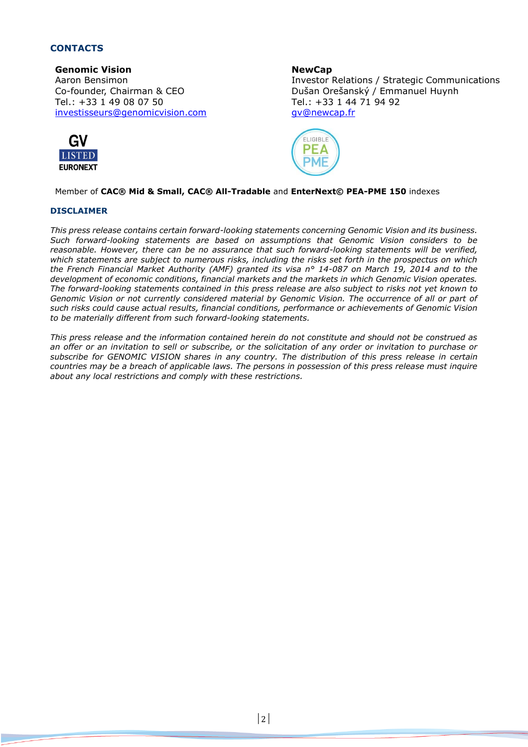## CONTACTS

**Genomic Vision**
Aaron Bensimon
Co-founder, Chairman & CEO
Tel.: +33 1 49 08 07 50
investisseurs@genomicvision.com

**NewCap**
Investor Relations / Strategic Communications
Dušan Orešanský / Emmanuel Huynh
Tel.: +33 1 44 71 94 92
gv@newcap.fr

GV LISTED EURONEXT

ELIGIBLE PEA PME

Member of **CAC® Mid & Small, CAC® All-Tradable** and **EnterNext© PEA-PME 150** indexes

## DISCLAIMER

*This press release contains certain forward-looking statements concerning Genomic Vision and its business. Such forward-looking statements are based on assumptions that Genomic Vision considers to be reasonable. However, there can be no assurance that such forward-looking statements will be verified, which statements are subject to numerous risks, including the risks set forth in the prospectus on which the French Financial Market Authority (AMF) granted its visa n° 14-087 on March 19, 2014 and to the development of economic conditions, financial markets and the markets in which Genomic Vision operates. The forward-looking statements contained in this press release are also subject to risks not yet known to Genomic Vision or not currently considered material by Genomic Vision. The occurrence of all or part of such risks could cause actual results, financial conditions, performance or achievements of Genomic Vision to be materially different from such forward-looking statements.*

*This press release and the information contained herein do not constitute and should not be construed as an offer or an invitation to sell or subscribe, or the solicitation of any order or invitation to purchase or subscribe for GENOMIC VISION shares in any country. The distribution of this press release in certain countries may be a breach of applicable laws. The persons in possession of this press release must inquire about any local restrictions and comply with these restrictions.*